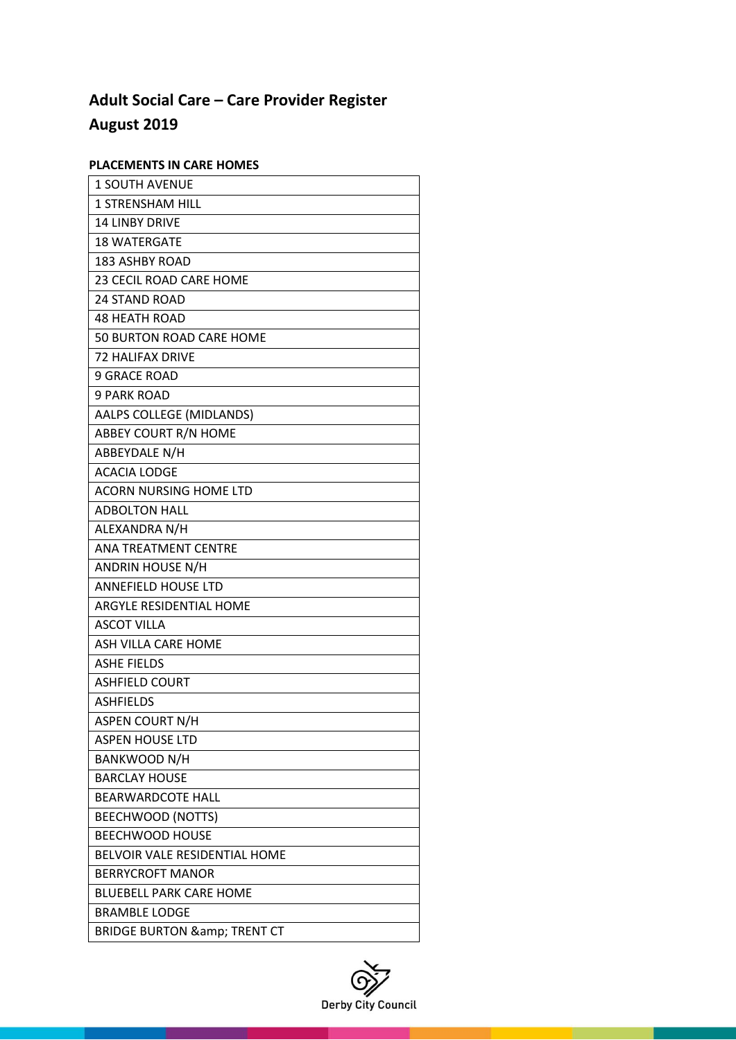# Adult Social Care – Care Provider Register

## August 2019

**PLACEMENTS IN CARE HOMES**

| 1 SOUTH AVENUE |
|---|
| 1 STRENSHAM HILL |
| 14 LINBY DRIVE |
| 18 WATERGATE |
| 183 ASHBY ROAD |
| 23 CECIL ROAD CARE HOME |
| 24 STAND ROAD |
| 48 HEATH ROAD |
| 50 BURTON ROAD CARE HOME |
| 72 HALIFAX DRIVE |
| 9 GRACE ROAD |
| 9 PARK ROAD |
| AALPS COLLEGE (MIDLANDS) |
| ABBEY COURT R/N HOME |
| ABBEYDALE N/H |
| ACACIA LODGE |
| ACORN NURSING HOME LTD |
| ADBOLTON HALL |
| ALEXANDRA N/H |
| ANA TREATMENT CENTRE |
| ANDRIN HOUSE N/H |
| ANNEFIELD HOUSE LTD |
| ARGYLE RESIDENTIAL HOME |
| ASCOT VILLA |
| ASH VILLA CARE HOME |
| ASHE FIELDS |
| ASHFIELD COURT |
| ASHFIELDS |
| ASPEN COURT N/H |
| ASPEN HOUSE LTD |
| BANKWOOD N/H |
| BARCLAY HOUSE |
| BEARWARDCOTE HALL |
| BEECHWOOD (NOTTS) |
| BEECHWOOD HOUSE |
| BELVOIR VALE RESIDENTIAL HOME |
| BERRYCROFT MANOR |
| BLUEBELL PARK CARE HOME |
| BRAMBLE LODGE |
| BRIDGE BURTON &amp; TRENT CT |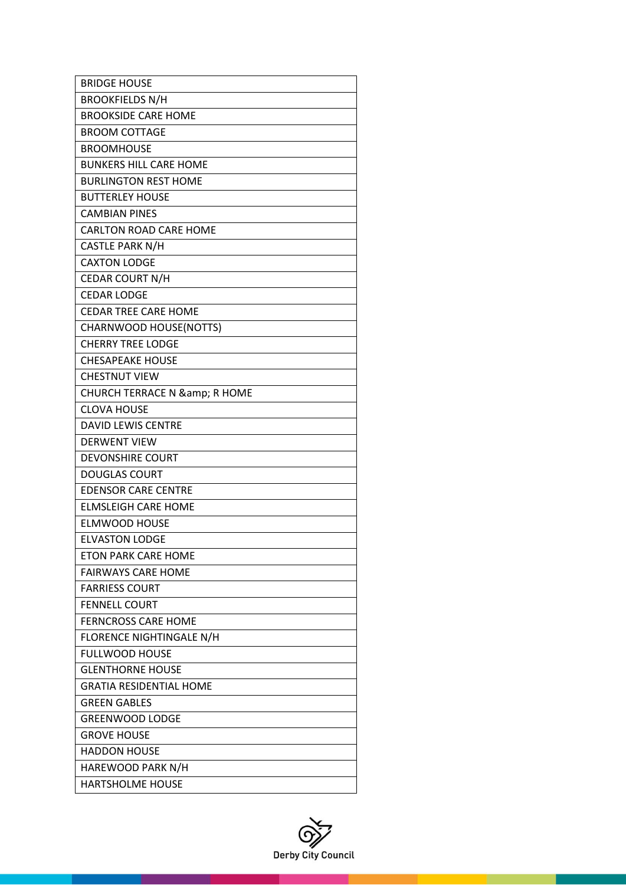| BRIDGE HOUSE |
| --- |
| BROOKFIELDS N/H |
| BROOKSIDE CARE HOME |
| BROOM COTTAGE |
| BROOMHOUSE |
| BUNKERS HILL CARE HOME |
| BURLINGTON REST HOME |
| BUTTERLEY HOUSE |
| CAMBIAN PINES |
| CARLTON ROAD CARE HOME |
| CASTLE PARK N/H |
| CAXTON LODGE |
| CEDAR COURT N/H |
| CEDAR LODGE |
| CEDAR TREE CARE HOME |
| CHARNWOOD HOUSE(NOTTS) |
| CHERRY TREE LODGE |
| CHESAPEAKE HOUSE |
| CHESTNUT VIEW |
| CHURCH TERRACE N &amp; R HOME |
| CLOVA HOUSE |
| DAVID LEWIS CENTRE |
| DERWENT VIEW |
| DEVONSHIRE COURT |
| DOUGLAS COURT |
| EDENSOR CARE CENTRE |
| ELMSLEIGH CARE HOME |
| ELMWOOD HOUSE |
| ELVASTON LODGE |
| ETON PARK CARE HOME |
| FAIRWAYS CARE HOME |
| FARRIESS COURT |
| FENNELL COURT |
| FERNCROSS CARE HOME |
| FLORENCE NIGHTINGALE N/H |
| FULLWOOD HOUSE |
| GLENTHORNE HOUSE |
| GRATIA RESIDENTIAL HOME |
| GREEN GABLES |
| GREENWOOD LODGE |
| GROVE HOUSE |
| HADDON HOUSE |
| HAREWOOD PARK N/H |
| HARTSHOLME HOUSE |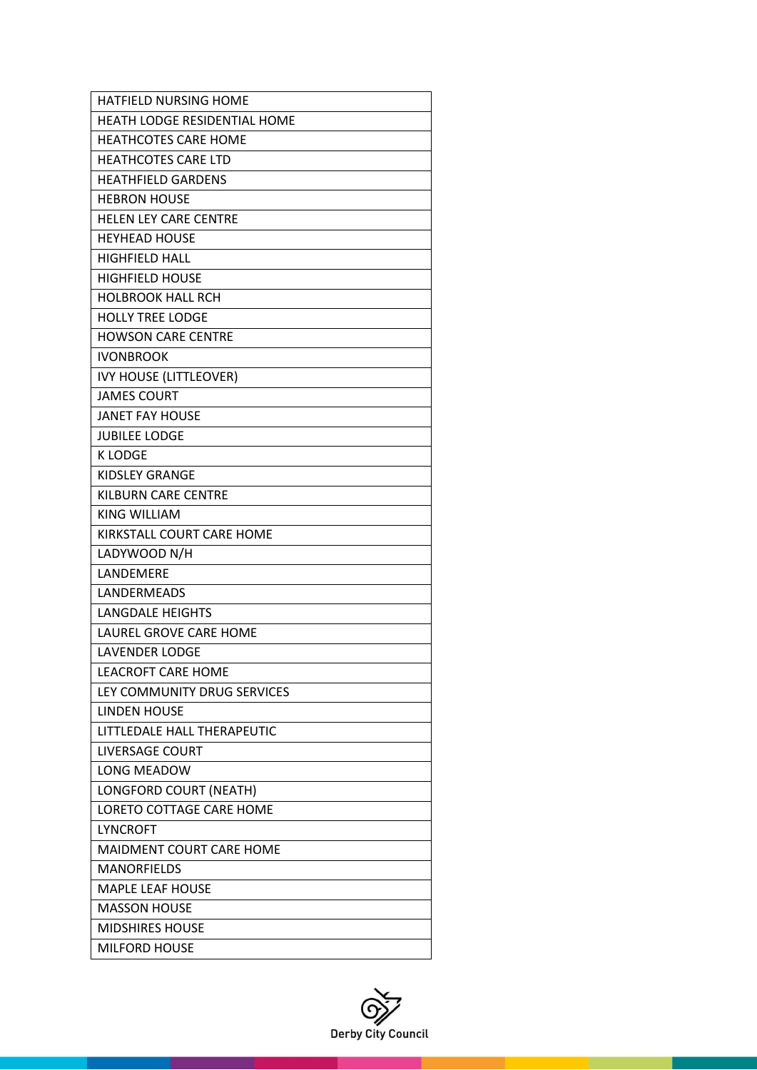| HATFIELD NURSING HOME |
|---|
| HEATH LODGE RESIDENTIAL HOME |
| HEATHCOTES CARE HOME |
| HEATHCOTES CARE LTD |
| HEATHFIELD GARDENS |
| HEBRON HOUSE |
| HELEN LEY CARE CENTRE |
| HEYHEAD HOUSE |
| HIGHFIELD HALL |
| HIGHFIELD HOUSE |
| HOLBROOK HALL RCH |
| HOLLY TREE LODGE |
| HOWSON CARE CENTRE |
| IVONBROOK |
| IVY HOUSE (LITTLEOVER) |
| JAMES COURT |
| JANET FAY HOUSE |
| JUBILEE LODGE |
| K LODGE |
| KIDSLEY GRANGE |
| KILBURN CARE CENTRE |
| KING WILLIAM |
| KIRKSTALL COURT CARE HOME |
| LADYWOOD N/H |
| LANDEMERE |
| LANDERMEADS |
| LANGDALE HEIGHTS |
| LAUREL GROVE CARE HOME |
| LAVENDER LODGE |
| LEACROFT CARE HOME |
| LEY COMMUNITY DRUG SERVICES |
| LINDEN HOUSE |
| LITTLEDALE HALL THERAPEUTIC |
| LIVERSAGE COURT |
| LONG MEADOW |
| LONGFORD COURT (NEATH) |
| LORETO COTTAGE CARE HOME |
| LYNCROFT |
| MAIDMENT COURT CARE HOME |
| MANORFIELDS |
| MAPLE LEAF HOUSE |
| MASSON HOUSE |
| MIDSHIRES HOUSE |
| MILFORD HOUSE |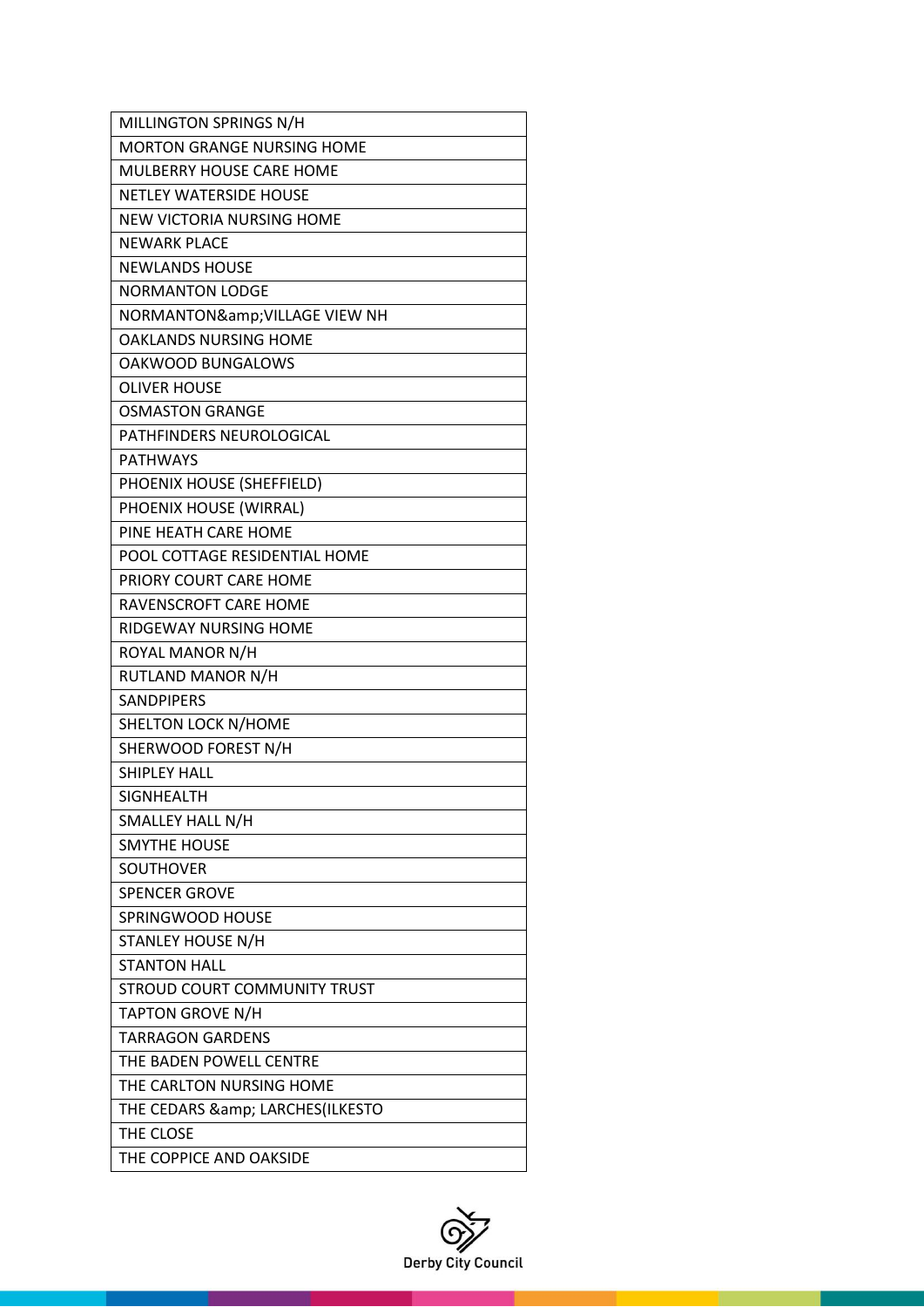| MILLINGTON SPRINGS N/H |
|---|
| MORTON GRANGE NURSING HOME |
| MULBERRY HOUSE CARE HOME |
| NETLEY WATERSIDE HOUSE |
| NEW VICTORIA NURSING HOME |
| NEWARK PLACE |
| NEWLANDS HOUSE |
| NORMANTON LODGE |
| NORMANTON&amp;VILLAGE VIEW NH |
| OAKLANDS NURSING HOME |
| OAKWOOD BUNGALOWS |
| OLIVER HOUSE |
| OSMASTON GRANGE |
| PATHFINDERS NEUROLOGICAL |
| PATHWAYS |
| PHOENIX HOUSE (SHEFFIELD) |
| PHOENIX HOUSE (WIRRAL) |
| PINE HEATH CARE HOME |
| POOL COTTAGE RESIDENTIAL HOME |
| PRIORY COURT CARE HOME |
| RAVENSCROFT CARE HOME |
| RIDGEWAY NURSING HOME |
| ROYAL MANOR N/H |
| RUTLAND MANOR N/H |
| SANDPIPERS |
| SHELTON LOCK N/HOME |
| SHERWOOD FOREST N/H |
| SHIPLEY HALL |
| SIGNHEALTH |
| SMALLEY HALL N/H |
| SMYTHE HOUSE |
| SOUTHOVER |
| SPENCER GROVE |
| SPRINGWOOD HOUSE |
| STANLEY HOUSE N/H |
| STANTON HALL |
| STROUD COURT COMMUNITY TRUST |
| TAPTON GROVE N/H |
| TARRAGON GARDENS |
| THE BADEN POWELL CENTRE |
| THE CARLTON NURSING HOME |
| THE CEDARS &amp; LARCHES(ILKESTO |
| THE CLOSE |
| THE COPPICE AND OAKSIDE |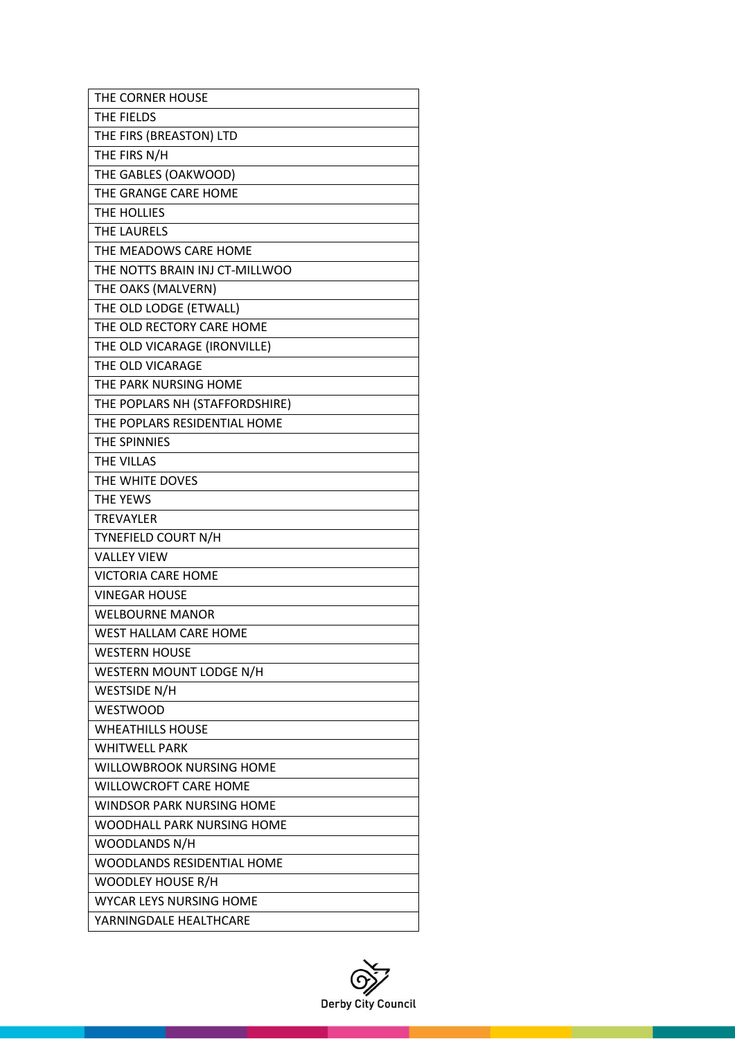| THE CORNER HOUSE |
|---|
| THE FIELDS |
| THE FIRS (BREASTON) LTD |
| THE FIRS N/H |
| THE GABLES (OAKWOOD) |
| THE GRANGE CARE HOME |
| THE HOLLIES |
| THE LAURELS |
| THE MEADOWS CARE HOME |
| THE NOTTS BRAIN INJ CT-MILLWOO |
| THE OAKS (MALVERN) |
| THE OLD LODGE (ETWALL) |
| THE OLD RECTORY CARE HOME |
| THE OLD VICARAGE (IRONVILLE) |
| THE OLD VICARAGE |
| THE PARK NURSING HOME |
| THE POPLARS NH (STAFFORDSHIRE) |
| THE POPLARS RESIDENTIAL HOME |
| THE SPINNIES |
| THE VILLAS |
| THE WHITE DOVES |
| THE YEWS |
| TREVAYLER |
| TYNEFIELD COURT N/H |
| VALLEY VIEW |
| VICTORIA CARE HOME |
| VINEGAR HOUSE |
| WELBOURNE MANOR |
| WEST HALLAM CARE HOME |
| WESTERN HOUSE |
| WESTERN MOUNT LODGE N/H |
| WESTSIDE N/H |
| WESTWOOD |
| WHEATHILLS HOUSE |
| WHITWELL PARK |
| WILLOWBROOK NURSING HOME |
| WILLOWCROFT CARE HOME |
| WINDSOR PARK NURSING HOME |
| WOODHALL PARK NURSING HOME |
| WOODLANDS N/H |
| WOODLANDS RESIDENTIAL HOME |
| WOODLEY HOUSE R/H |
| WYCAR LEYS NURSING HOME |
| YARNINGDALE HEALTHCARE |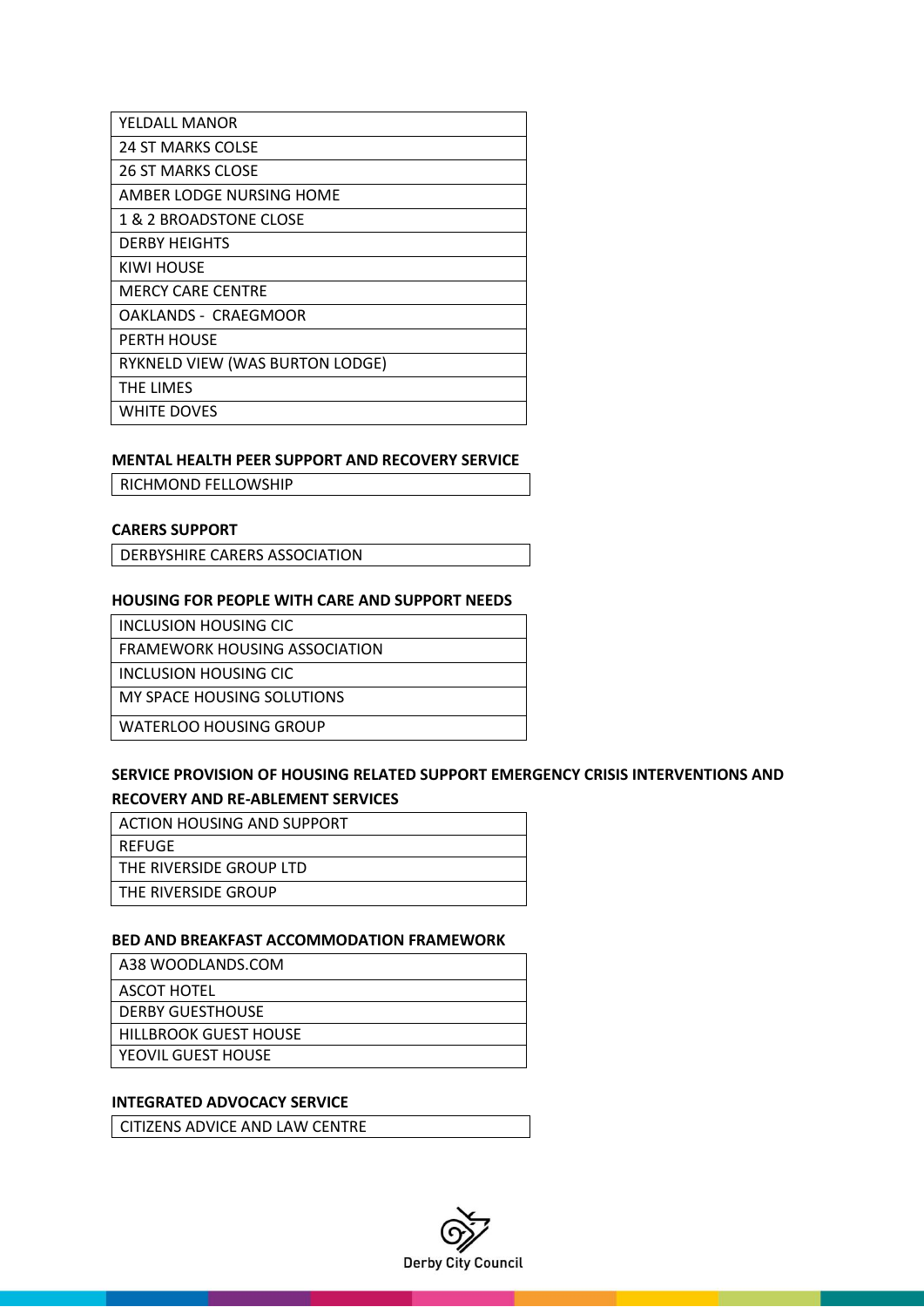| YELDALL MANOR |
|---|
| 24 ST MARKS COLSE |
| 26 ST MARKS CLOSE |
| AMBER LODGE NURSING HOME |
| 1 & 2 BROADSTONE CLOSE |
| DERBY HEIGHTS |
| KIWI HOUSE |
| MERCY CARE CENTRE |
| OAKLANDS - CRAEGMOOR |
| PERTH HOUSE |
| RYKNELD VIEW (WAS BURTON LODGE) |
| THE LIMES |
| WHITE DOVES |

**MENTAL HEALTH PEER SUPPORT AND RECOVERY SERVICE**

| RICHMOND FELLOWSHIP |
|---|

**CARERS SUPPORT**

| DERBYSHIRE CARERS ASSOCIATION |
|---|

**HOUSING FOR PEOPLE WITH CARE AND SUPPORT NEEDS**

| INCLUSION HOUSING CIC |
|---|
| FRAMEWORK HOUSING ASSOCIATION |
| INCLUSION HOUSING CIC |
| MY SPACE HOUSING SOLUTIONS |
| WATERLOO HOUSING GROUP |

**SERVICE PROVISION OF HOUSING RELATED SUPPORT EMERGENCY CRISIS INTERVENTIONS AND RECOVERY AND RE-ABLEMENT SERVICES**

| ACTION HOUSING AND SUPPORT |
|---|
| REFUGE |
| THE RIVERSIDE GROUP LTD |
| THE RIVERSIDE GROUP |

**BED AND BREAKFAST ACCOMMODATION FRAMEWORK**

| A38 WOODLANDS.COM |
|---|
| ASCOT HOTEL |
| DERBY GUESTHOUSE |
| HILLBROOK GUEST HOUSE |
| YEOVIL GUEST HOUSE |

**INTEGRATED ADVOCACY SERVICE**

| CITIZENS ADVICE AND LAW CENTRE |
|---|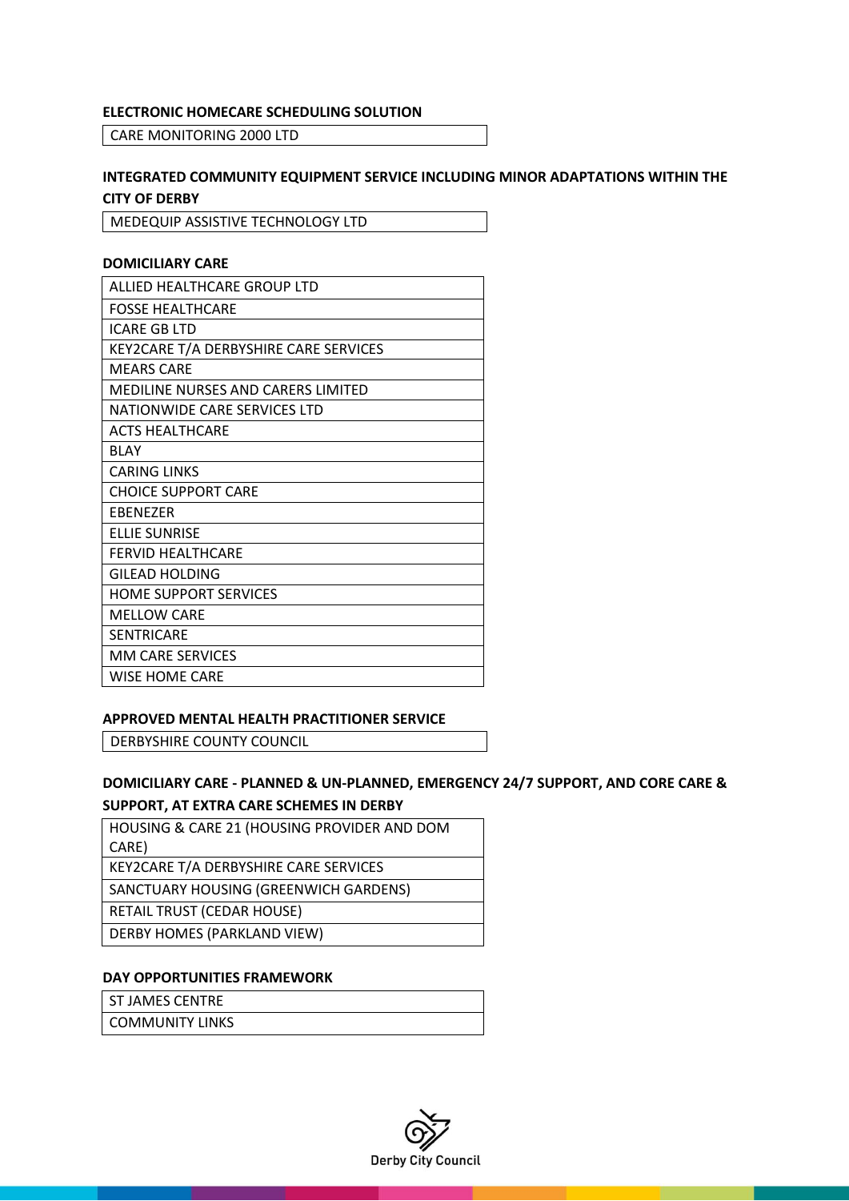**ELECTRONIC HOMECARE SCHEDULING SOLUTION**

| CARE MONITORING 2000 LTD |
|---|

**INTEGRATED COMMUNITY EQUIPMENT SERVICE INCLUDING MINOR ADAPTATIONS WITHIN THE CITY OF DERBY**

| MEDEQUIP ASSISTIVE TECHNOLOGY LTD |
|---|

**DOMICILIARY CARE**

| ALLIED HEALTHCARE GROUP LTD |
|---|
| FOSSE HEALTHCARE |
| ICARE GB LTD |
| KEY2CARE T/A DERBYSHIRE CARE SERVICES |
| MEARS CARE |
| MEDILINE NURSES AND CARERS LIMITED |
| NATIONWIDE CARE SERVICES LTD |
| ACTS HEALTHCARE |
| BLAY |
| CARING LINKS |
| CHOICE SUPPORT CARE |
| EBENEZER |
| ELLIE SUNRISE |
| FERVID HEALTHCARE |
| GILEAD HOLDING |
| HOME SUPPORT SERVICES |
| MELLOW CARE |
| SENTRICARE |
| MM CARE SERVICES |
| WISE HOME CARE |

**APPROVED MENTAL HEALTH PRACTITIONER SERVICE**

| DERBYSHIRE COUNTY COUNCIL |
|---|

**DOMICILIARY CARE - PLANNED & UN-PLANNED, EMERGENCY 24/7 SUPPORT, AND CORE CARE & SUPPORT, AT EXTRA CARE SCHEMES IN DERBY**

| HOUSING & CARE 21 (HOUSING PROVIDER AND DOM CARE) |
|---|
| KEY2CARE T/A DERBYSHIRE CARE SERVICES |
| SANCTUARY HOUSING (GREENWICH GARDENS) |
| RETAIL TRUST (CEDAR HOUSE) |
| DERBY HOMES (PARKLAND VIEW) |

**DAY OPPORTUNITIES FRAMEWORK**

| ST JAMES CENTRE |
|---|
| COMMUNITY LINKS |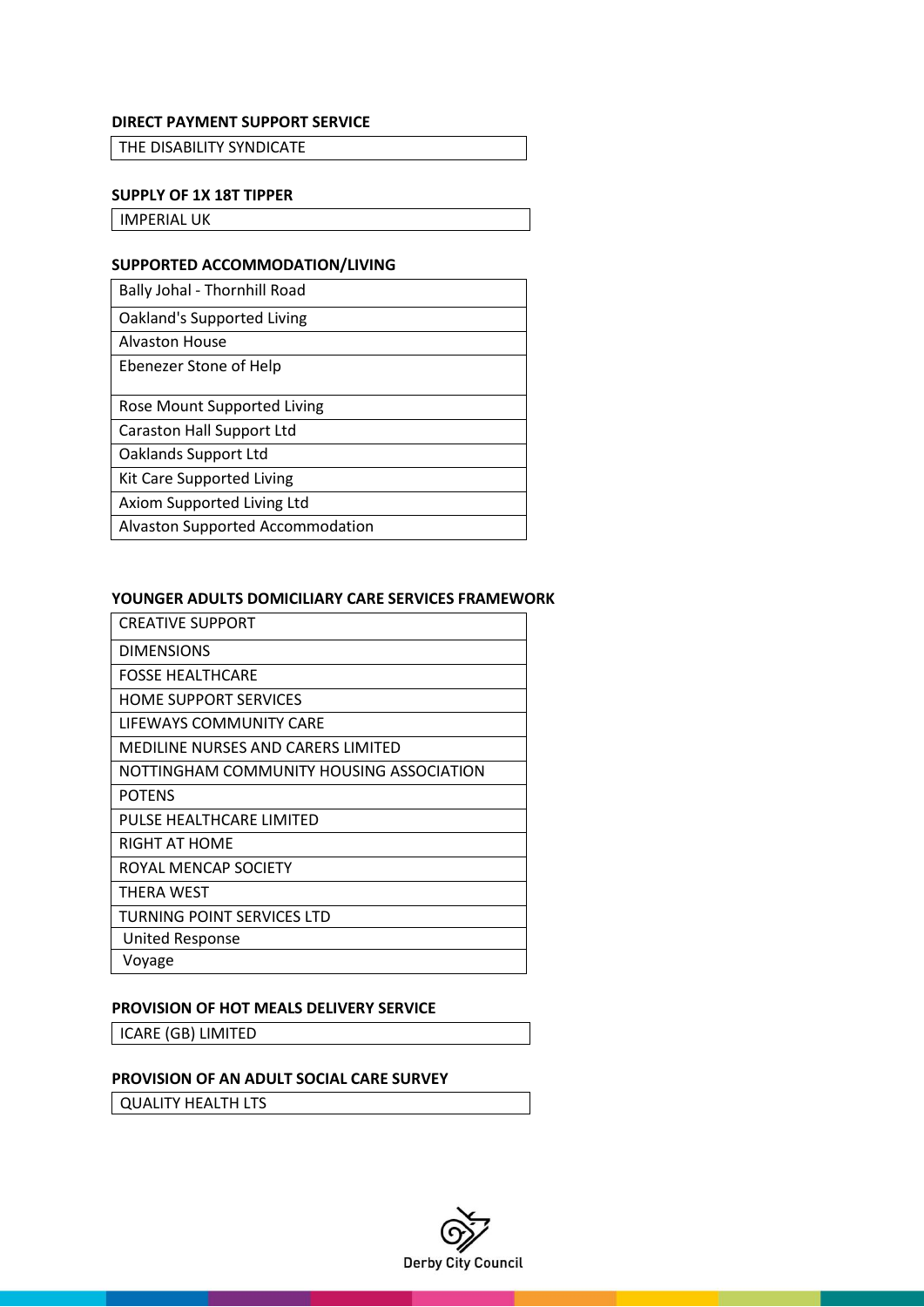**DIRECT PAYMENT SUPPORT SERVICE**

| |
|---|
| THE DISABILITY SYNDICATE |

**SUPPLY OF 1X 18T TIPPER**

| |
|---|
| IMPERIAL UK |

**SUPPORTED ACCOMMODATION/LIVING**

| |
|---|
| Bally Johal - Thornhill Road |
| Oakland's Supported Living |
| Alvaston House |
| Ebenezer Stone of Help |
| Rose Mount Supported Living |
| Caraston Hall Support Ltd |
| Oaklands Support Ltd |
| Kit Care Supported Living |
| Axiom Supported Living Ltd |
| Alvaston Supported Accommodation |

**YOUNGER ADULTS DOMICILIARY CARE SERVICES FRAMEWORK**

| |
|---|
| CREATIVE SUPPORT |
| DIMENSIONS |
| FOSSE HEALTHCARE |
| HOME SUPPORT SERVICES |
| LIFEWAYS COMMUNITY CARE |
| MEDILINE NURSES AND CARERS LIMITED |
| NOTTINGHAM COMMUNITY HOUSING ASSOCIATION |
| POTENS |
| PULSE HEALTHCARE LIMITED |
| RIGHT AT HOME |
| ROYAL MENCAP SOCIETY |
| THERA WEST |
| TURNING POINT SERVICES LTD |
| United Response |
| Voyage |

**PROVISION OF HOT MEALS DELIVERY SERVICE**

| |
|---|
| ICARE (GB) LIMITED |

**PROVISION OF AN ADULT SOCIAL CARE SURVEY**

| |
|---|
| QUALITY HEALTH LTS |